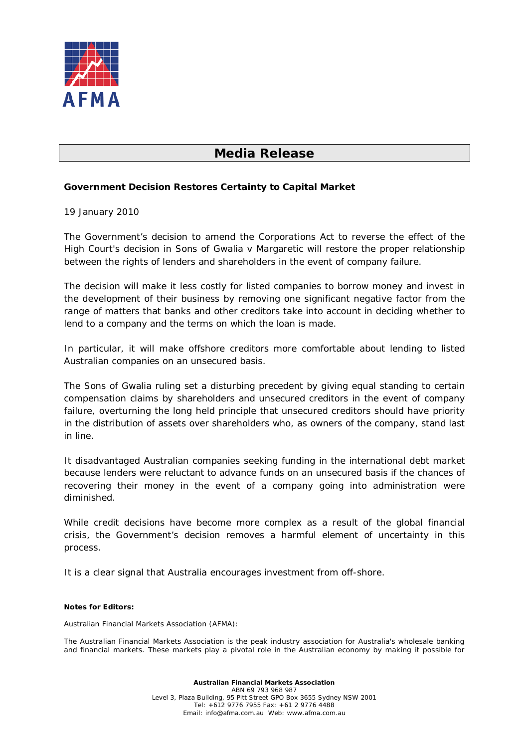AFMA

# Media Release

**Government Decision Restores Certainty to Capital Market**

19 January 2010

The Government's decision to amend the Corporations Act to reverse the effect of the High Court's decision in Sons of Gwalia v Margaretic will restore the proper relationship between the rights of lenders and shareholders in the event of company failure.

The decision will make it less costly for listed companies to borrow money and invest in the development of their business by removing one significant negative factor from the range of matters that banks and other creditors take into account in deciding whether to lend to a company and the terms on which the loan is made.

In particular, it will make offshore creditors more comfortable about lending to listed Australian companies on an unsecured basis.

The Sons of Gwalia ruling set a disturbing precedent by giving equal standing to certain compensation claims by shareholders and unsecured creditors in the event of company failure, overturning the long held principle that unsecured creditors should have priority in the distribution of assets over shareholders who, as owners of the company, stand last in line.

It disadvantaged Australian companies seeking funding in the international debt market because lenders were reluctant to advance funds on an unsecured basis if the chances of recovering their money in the event of a company going into administration were diminished.

While credit decisions have become more complex as a result of the global financial crisis, the Government's decision removes a harmful element of uncertainty in this process.

It is a clear signal that Australia encourages investment from off-shore.

**Notes for Editors:**

Australian Financial Markets Association (AFMA):

The Australian Financial Markets Association is the peak industry association for Australia's wholesale banking and financial markets. These markets play a pivotal role in the Australian economy by making it possible for

**Australian Financial Markets Association**
ABN 69 793 968 987
Level 3, Plaza Building, 95 Pitt Street GPO Box 3655 Sydney NSW 2001
Tel: +612 9776 7955 Fax: +61 2 9776 4488
Email: info@afma.com.au Web: www.afma.com.au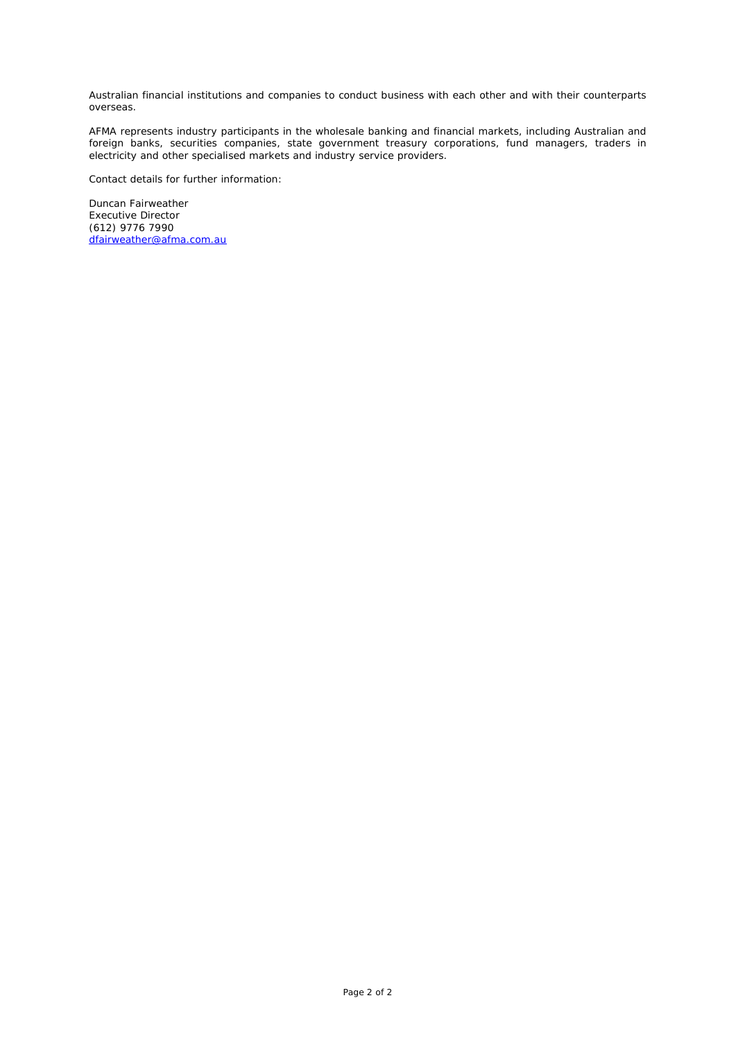Australian financial institutions and companies to conduct business with each other and with their counterparts overseas.

AFMA represents industry participants in the wholesale banking and financial markets, including Australian and foreign banks, securities companies, state government treasury corporations, fund managers, traders in electricity and other specialised markets and industry service providers.

Contact details for further information:

Duncan Fairweather
Executive Director
(612) 9776 7990
dfairweather@afma.com.au